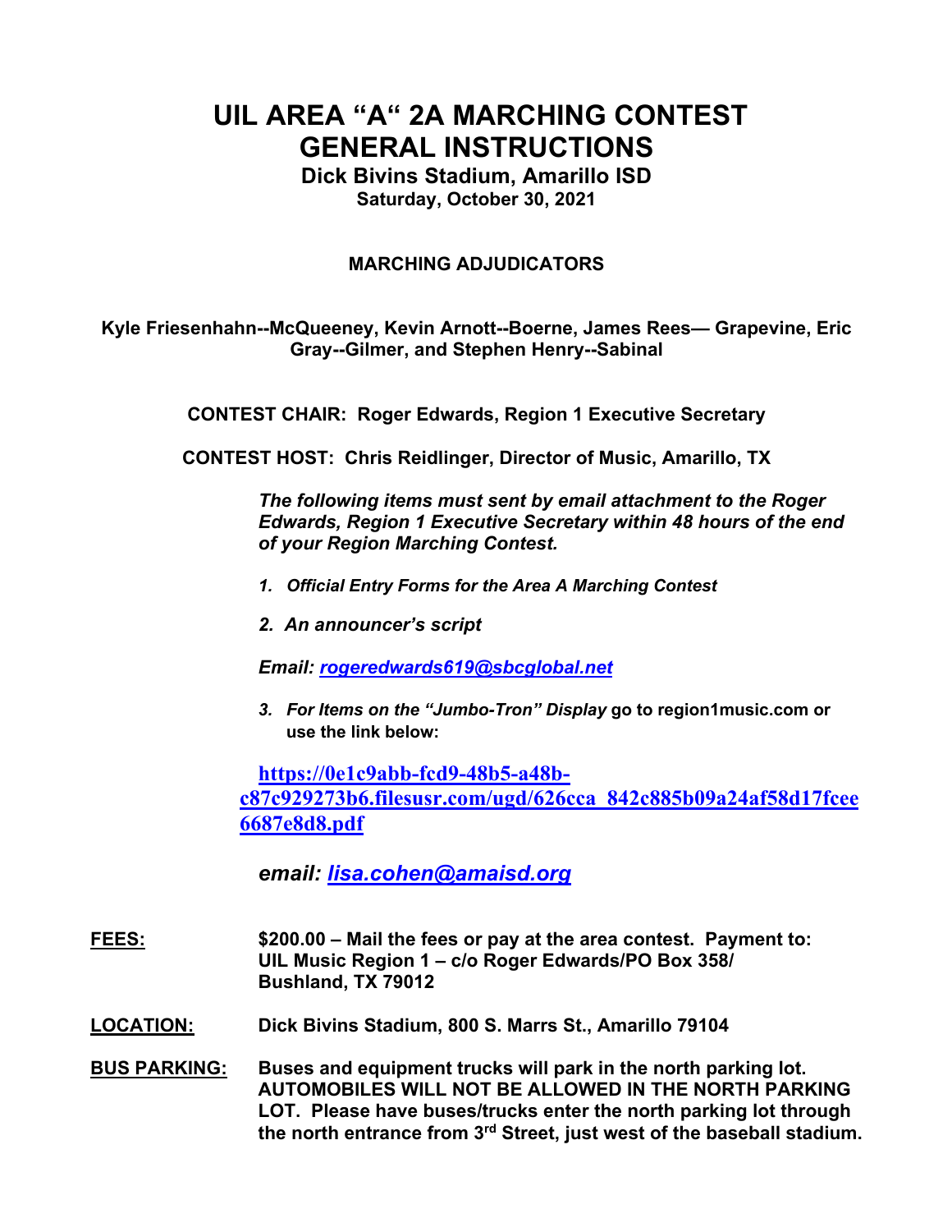# UIL AREA "A" 2A MARCHING CONTEST GENERAL INSTRUCTIONS

**Dick Bivins Stadium, Amarillo ISD**

**Saturday, October 30, 2021**

## MARCHING ADJUDICATORS

**Kyle Friesenhahn--McQueeney, Kevin Arnott--Boerne, James Rees— Grapevine, Eric Gray--Gilmer, and Stephen Henry--Sabinal**

**CONTEST CHAIR: Roger Edwards, Region 1 Executive Secretary**

**CONTEST HOST: Chris Reidlinger, Director of Music, Amarillo, TX**

***The following items must sent by email attachment to the Roger Edwards, Region 1 Executive Secretary within 48 hours of the end of your Region Marching Contest.***

1. ***Official Entry Forms for the Area A Marching Contest***
2. ***An announcer's script***

***Email: rogeredwards619@sbcglobal.net***

3. ***For Items on the "Jumbo-Tron" Display*** **go to region1music.com or use the link below:**

**https://0e1c9abb-fcd9-48b5-a48b-c87c929273b6.filesusr.com/ugd/626cca_842c885b09a24af58d17fcee6687e8d8.pdf**

***email: lisa.cohen@amaisd.org***

**FEES:** **$200.00 – Mail the fees or pay at the area contest. Payment to: UIL Music Region 1 – c/o Roger Edwards/PO Box 358/ Bushland, TX 79012**

**LOCATION:** **Dick Bivins Stadium, 800 S. Marrs St., Amarillo 79104**

**BUS PARKING:** **Buses and equipment trucks will park in the north parking lot. AUTOMOBILES WILL NOT BE ALLOWED IN THE NORTH PARKING LOT. Please have buses/trucks enter the north parking lot through the north entrance from 3rd Street, just west of the baseball stadium.**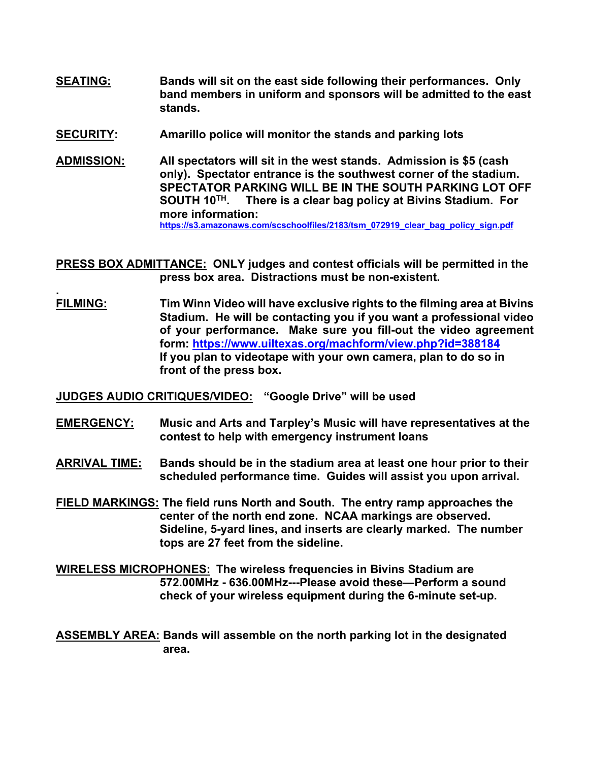**SEATING:** Bands will sit on the east side following their performances. Only band members in uniform and sponsors will be admitted to the east stands.

**SECURITY:** Amarillo police will monitor the stands and parking lots

**ADMISSION:** All spectators will sit in the west stands. Admission is $5 (cash only). Spectator entrance is the southwest corner of the stadium. SPECTATOR PARKING WILL BE IN THE SOUTH PARKING LOT OFF SOUTH 10TH. There is a clear bag policy at Bivins Stadium. For more information: https://s3.amazonaws.com/scschoolfiles/2183/tsm_072919_clear_bag_policy_sign.pdf

**PRESS BOX ADMITTANCE:** ONLY judges and contest officials will be permitted in the press box area. Distractions must be non-existent.

**FILMING:** Tim Winn Video will have exclusive rights to the filming area at Bivins Stadium. He will be contacting you if you want a professional video of your performance. Make sure you fill-out the video agreement form: https://www.uiltexas.org/machform/view.php?id=388184
If you plan to videotape with your own camera, plan to do so in front of the press box.

**JUDGES AUDIO CRITIQUES/VIDEO:** "Google Drive" will be used

**EMERGENCY:** Music and Arts and Tarpley's Music will have representatives at the contest to help with emergency instrument loans

**ARRIVAL TIME:** Bands should be in the stadium area at least one hour prior to their scheduled performance time. Guides will assist you upon arrival.

**FIELD MARKINGS:** The field runs North and South. The entry ramp approaches the center of the north end zone. NCAA markings are observed. Sideline, 5-yard lines, and inserts are clearly marked. The number tops are 27 feet from the sideline.

**WIRELESS MICROPHONES:** The wireless frequencies in Bivins Stadium are 572.00MHz - 636.00MHz---Please avoid these—Perform a sound check of your wireless equipment during the 6-minute set-up.

**ASSEMBLY AREA:** Bands will assemble on the north parking lot in the designated area.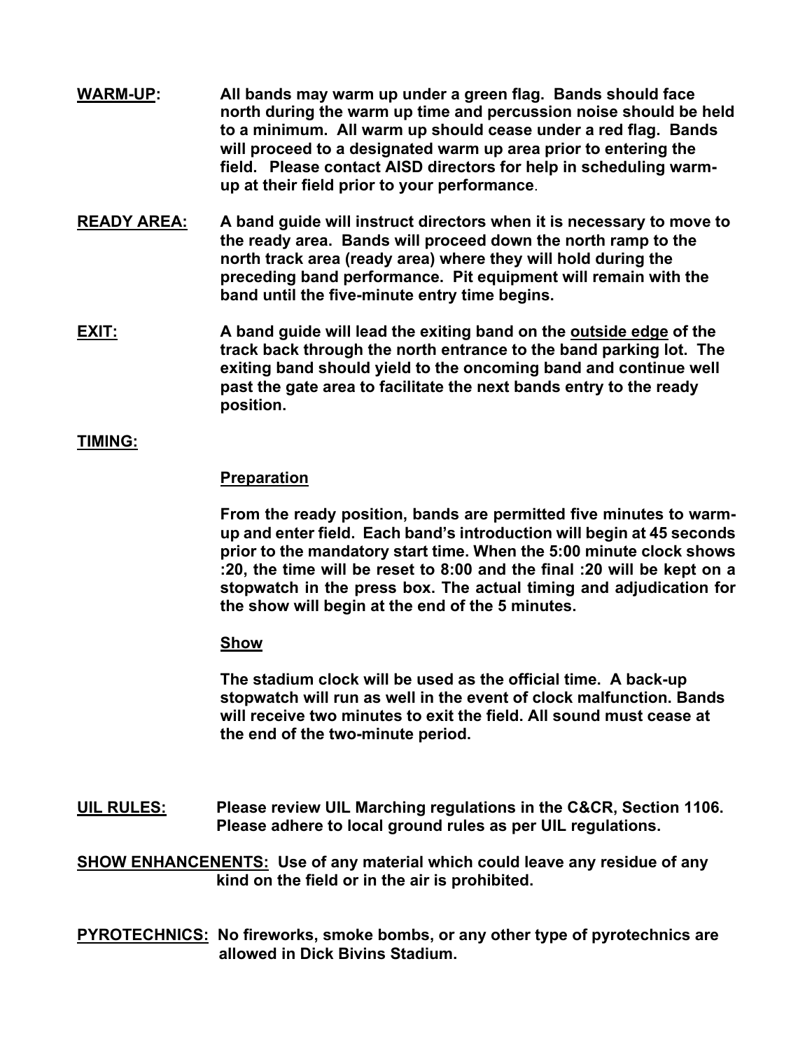**WARM-UP:** All bands may warm up under a green flag. Bands should face north during the warm up time and percussion noise should be held to a minimum. All warm up should cease under a red flag. Bands will proceed to a designated warm up area prior to entering the field. Please contact AISD directors for help in scheduling warm-up at their field prior to your performance.

**READY AREA:** A band guide will instruct directors when it is necessary to move to the ready area. Bands will proceed down the north ramp to the north track area (ready area) where they will hold during the preceding band performance. Pit equipment will remain with the band until the five-minute entry time begins.

**EXIT:** A band guide will lead the exiting band on the **outside edge** of the track back through the north entrance to the band parking lot. The exiting band should yield to the oncoming band and continue well past the gate area to facilitate the next bands entry to the ready position.

**TIMING:**

**Preparation**

From the ready position, bands are permitted five minutes to warm-up and enter field. Each band's introduction will begin at 45 seconds prior to the mandatory start time. When the 5:00 minute clock shows :20, the time will be reset to 8:00 and the final :20 will be kept on a stopwatch in the press box. The actual timing and adjudication for the show will begin at the end of the 5 minutes.

**Show**

The stadium clock will be used as the official time. A back-up stopwatch will run as well in the event of clock malfunction. Bands will receive two minutes to exit the field. All sound must cease at the end of the two-minute period.

**UIL RULES:** Please review UIL Marching regulations in the C&CR, Section 1106. Please adhere to local ground rules as per UIL regulations.

**SHOW ENHANCENENTS:** Use of any material which could leave any residue of any kind on the field or in the air is prohibited.

**PYROTECHNICS:** No fireworks, smoke bombs, or any other type of pyrotechnics are allowed in Dick Bivins Stadium.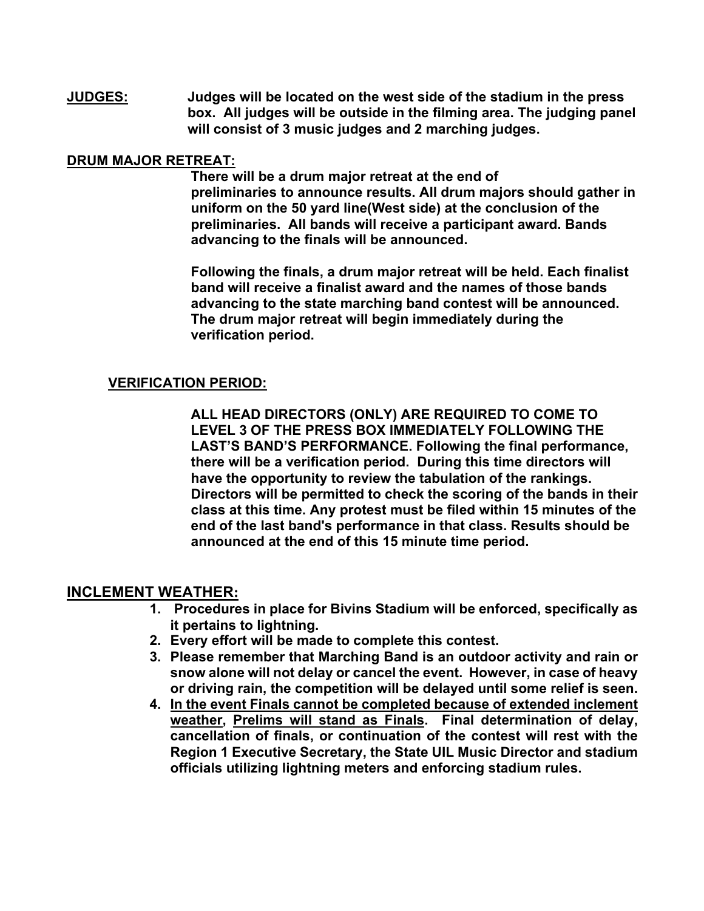**JUDGES:** Judges will be located on the west side of the stadium in the press box. All judges will be outside in the filming area. The judging panel will consist of 3 music judges and 2 marching judges.

**DRUM MAJOR RETREAT:**

There will be a drum major retreat at the end of preliminaries to announce results. All drum majors should gather in uniform on the 50 yard line(West side) at the conclusion of the preliminaries. All bands will receive a participant award. Bands advancing to the finals will be announced.

Following the finals, a drum major retreat will be held. Each finalist band will receive a finalist award and the names of those bands advancing to the state marching band contest will be announced. The drum major retreat will begin immediately during the verification period.

**VERIFICATION PERIOD:**

**ALL HEAD DIRECTORS (ONLY) ARE REQUIRED TO COME TO LEVEL 3 OF THE PRESS BOX IMMEDIATELY FOLLOWING THE LAST'S BAND'S PERFORMANCE.** Following the final performance, there will be a verification period. During this time directors will have the opportunity to review the tabulation of the rankings. Directors will be permitted to check the scoring of the bands in their class at this time. Any protest must be filed within 15 minutes of the end of the last band's performance in that class. Results should be announced at the end of this 15 minute time period.

## INCLEMENT WEATHER:

1. Procedures in place for Bivins Stadium will be enforced, specifically as it pertains to lightning.
2. Every effort will be made to complete this contest.
3. Please remember that Marching Band is an outdoor activity and rain or snow alone will not delay or cancel the event. However, in case of heavy or driving rain, the competition will be delayed until some relief is seen.
4. <u>In the event Finals cannot be completed because of extended inclement weather</u>, <u>Prelims will stand as Finals</u>. Final determination of delay, cancellation of finals, or continuation of the contest will rest with the Region 1 Executive Secretary, the State UIL Music Director and stadium officials utilizing lightning meters and enforcing stadium rules.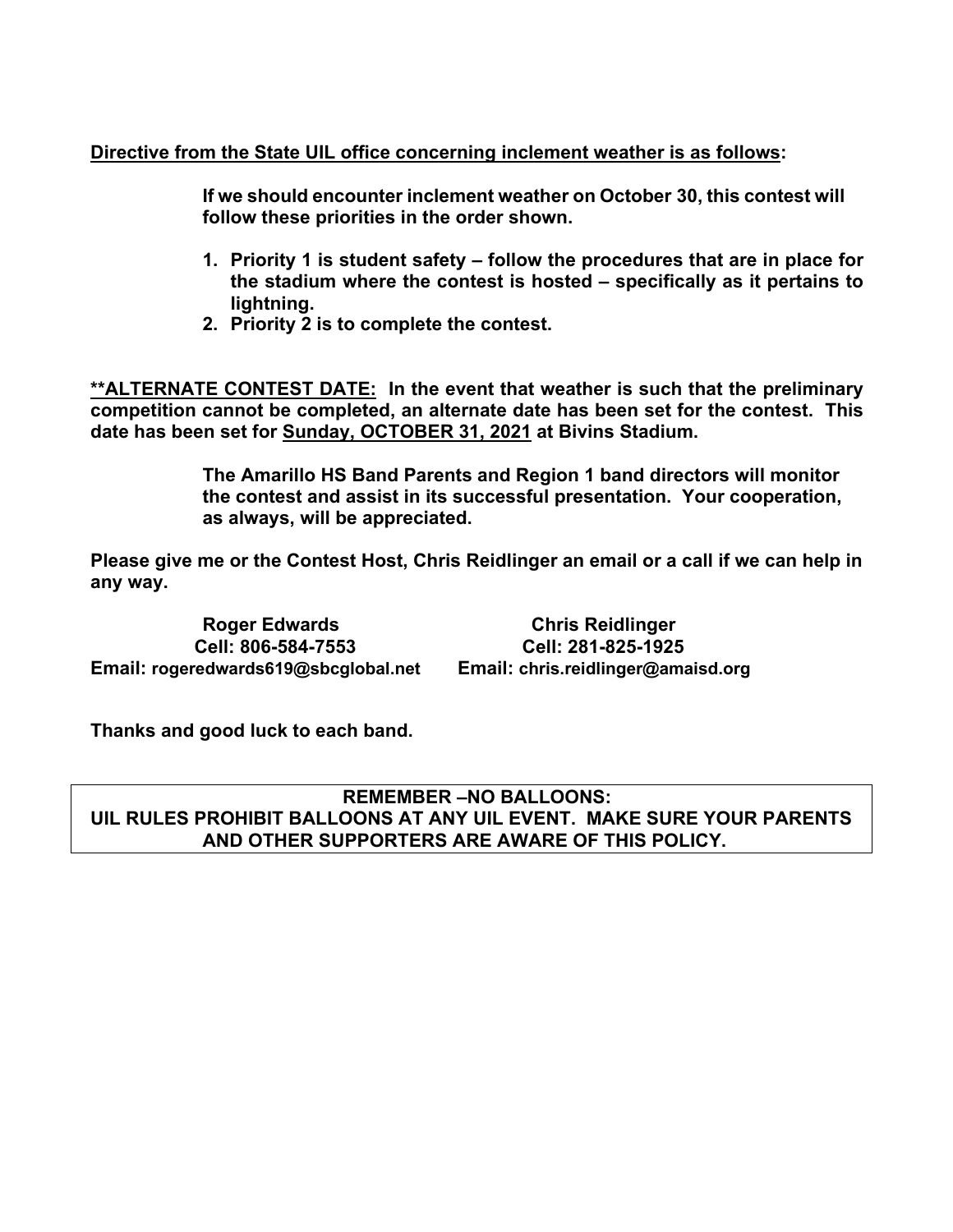**Directive from the State UIL office concerning inclement weather is as follows:**

**If we should encounter inclement weather on October 30, this contest will follow these priorities in the order shown.**

1. **Priority 1 is student safety – follow the procedures that are in place for the stadium where the contest is hosted – specifically as it pertains to lightning.**
2. **Priority 2 is to complete the contest.**

**\*\*ALTERNATE CONTEST DATE: In the event that weather is such that the preliminary competition cannot be completed, an alternate date has been set for the contest. This date has been set for Sunday, OCTOBER 31, 2021 at Bivins Stadium.**

**The Amarillo HS Band Parents and Region 1 band directors will monitor the contest and assist in its successful presentation. Your cooperation, as always, will be appreciated.**

**Please give me or the Contest Host, Chris Reidlinger an email or a call if we can help in any way.**

| | |
|---|---|
| **Roger Edwards** | **Chris Reidlinger** |
| **Cell: 806-584-7553** | **Cell: 281-825-1925** |
| **Email: rogeredwards619@sbcglobal.net** | **Email: chris.reidlinger@amaisd.org** |

**Thanks and good luck to each band.**

**REMEMBER –NO BALLOONS:**
**UIL RULES PROHIBIT BALLOONS AT ANY UIL EVENT. MAKE SURE YOUR PARENTS AND OTHER SUPPORTERS ARE AWARE OF THIS POLICY.**